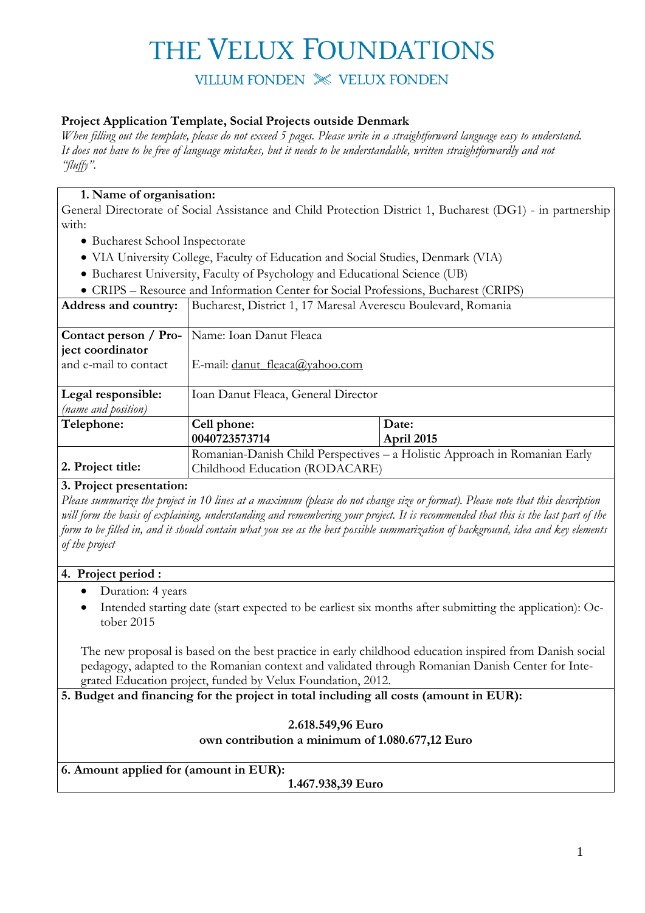# THE VELUX FOUNDATIONS

VILLUM FONDEN ✕ VELUX FONDEN

**Project Application Template, Social Projects outside Denmark**

*When filling out the template, please do not exceed 5 pages. Please write in a straightforward language easy to understand. It does not have to be free of language mistakes, but it needs to be understandable, written straightforwardly and not "fluffy".*

**1. Name of organisation:**

General Directorate of Social Assistance and Child Protection District 1, Bucharest (DG1) - in partnership with:

- Bucharest School Inspectorate
- VIA University College, Faculty of Education and Social Studies, Denmark (VIA)
- Bucharest University, Faculty of Psychology and Educational Science (UB)
- CRIPS – Resource and Information Center for Social Professions, Bucharest (CRIPS)

| | | |
|---|---|---|
| **Address and country:** | Bucharest, District 1, 17 Maresal Averescu Boulevard, Romania | |
| **Contact person / Project coordinator** and e-mail to contact | Name: Ioan Danut Fleaca<br><br>E-mail: danut_fleaca@yahoo.com | |
| **Legal responsible:** *(name and position)* | Ioan Danut Fleaca, General Director | |
| **Telephone:** | **Cell phone:** **0040723573714** | **Date:** **April 2015** |
| **2. Project title:** | Romanian-Danish Child Perspectives – a Holistic Approach in Romanian Early Childhood Education (RODACARE) | |

**3. Project presentation:**

*Please summarize the project in 10 lines at a maximum (please do not change size or format). Please note that this description will form the basis of explaining, understanding and remembering your project. It is recommended that this is the last part of the form to be filled in, and it should contain what you see as the best possible summarization of background, idea and key elements of the project*

**4. Project period :**

- Duration: 4 years
- Intended starting date (start expected to be earliest six months after submitting the application): October 2015

The new proposal is based on the best practice in early childhood education inspired from Danish social pedagogy, adapted to the Romanian context and validated through Romanian Danish Center for Integrated Education project, funded by Velux Foundation, 2012.

**5. Budget and financing for the project in total including all costs (amount in EUR):**

**2.618.549,96 Euro**
**own contribution a minimum of 1.080.677,12 Euro**

**6. Amount applied for (amount in EUR):**

**1.467.938,39 Euro**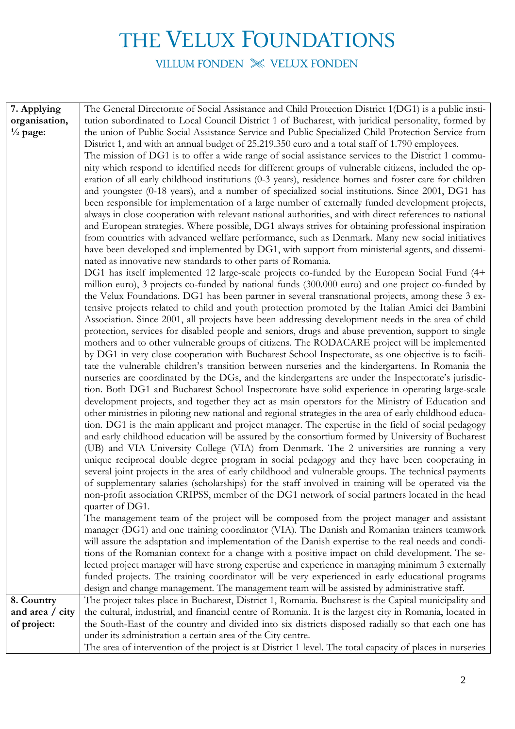| | |
|---|---|
| **7. Applying organisation, ½ page:** | The General Directorate of Social Assistance and Child Protection District 1(DG1) is a public institution subordinated to Local Council District 1 of Bucharest, with juridical personality, formed by the union of Public Social Assistance Service and Public Specialized Child Protection Service from District 1, and with an annual budget of 25.219.350 euro and a total staff of 1.790 employees.<br>The mission of DG1 is to offer a wide range of social assistance services to the District 1 community which respond to identified needs for different groups of vulnerable citizens, included the operation of all early childhood institutions (0-3 years), residence homes and foster care for children and youngster (0-18 years), and a number of specialized social institutions. Since 2001, DG1 has been responsible for implementation of a large number of externally funded development projects, always in close cooperation with relevant national authorities, and with direct references to national and European strategies. Where possible, DG1 always strives for obtaining professional inspiration from countries with advanced welfare performance, such as Denmark. Many new social initiatives have been developed and implemented by DG1, with support from ministerial agents, and disseminated as innovative new standards to other parts of Romania.<br>DG1 has itself implemented 12 large-scale projects co-funded by the European Social Fund (4+ million euro), 3 projects co-funded by national funds (300.000 euro) and one project co-funded by the Velux Foundations. DG1 has been partner in several transnational projects, among these 3 extensive projects related to child and youth protection promoted by the Italian Amici dei Bambini Association. Since 2001, all projects have been addressing development needs in the area of child protection, services for disabled people and seniors, drugs and abuse prevention, support to single mothers and to other vulnerable groups of citizens. The RODACARE project will be implemented by DG1 in very close cooperation with Bucharest School Inspectorate, as one objective is to facilitate the vulnerable children's transition between nurseries and the kindergartens. In Romania the nurseries are coordinated by the DGs, and the kindergartens are under the Inspectorate's jurisdiction. Both DG1 and Bucharest School Inspectorate have solid experience in operating large-scale development projects, and together they act as main operators for the Ministry of Education and other ministries in piloting new national and regional strategies in the area of early childhood education. DG1 is the main applicant and project manager. The expertise in the field of social pedagogy and early childhood education will be assured by the consortium formed by University of Bucharest (UB) and VIA University College (VIA) from Denmark. The 2 universities are running a very unique reciprocal double degree program in social pedagogy and they have been cooperating in several joint projects in the area of early childhood and vulnerable groups. The technical payments of supplementary salaries (scholarships) for the staff involved in training will be operated via the non-profit association CRIPSS, member of the DG1 network of social partners located in the head quarter of DG1.<br>The management team of the project will be composed from the project manager and assistant manager (DG1) and one training coordinator (VIA). The Danish and Romanian trainers teamwork will assure the adaptation and implementation of the Danish expertise to the real needs and conditions of the Romanian context for a change with a positive impact on child development. The selected project manager will have strong expertise and experience in managing minimum 3 externally funded projects. The training coordinator will be very experienced in early educational programs design and change management. The management team will be assisted by administrative staff. |
| **8. Country and area / city of project:** | The project takes place in Bucharest, District 1, Romania. Bucharest is the Capital municipality and the cultural, industrial, and financial centre of Romania. It is the largest city in Romania, located in the South-East of the country and divided into six districts disposed radially so that each one has under its administration a certain area of the City centre.<br>The area of intervention of the project is at District 1 level. The total capacity of places in nurseries |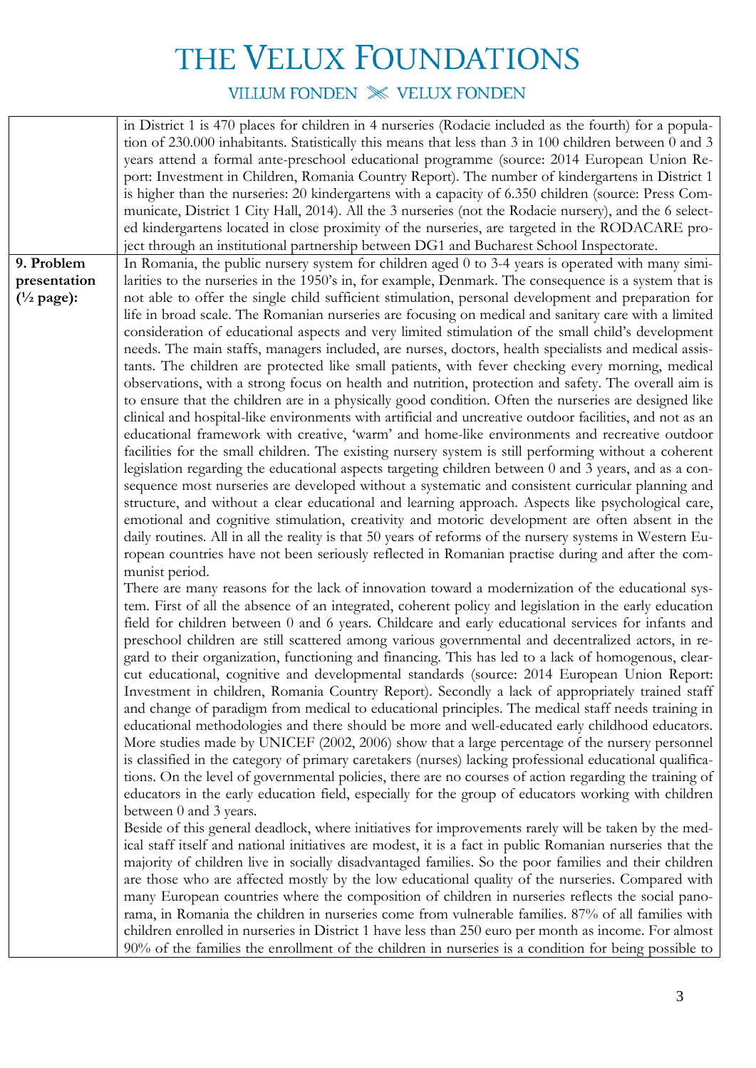| | |
|---|---|
| | in District 1 is 470 places for children in 4 nurseries (Rodacie included as the fourth) for a population of 230.000 inhabitants. Statistically this means that less than 3 in 100 children between 0 and 3 years attend a formal ante-preschool educational programme (source: 2014 European Union Report: Investment in Children, Romania Country Report). The number of kindergartens in District 1 is higher than the nurseries: 20 kindergartens with a capacity of 6.350 children (source: Press Communicate, District 1 City Hall, 2014). All the 3 nurseries (not the Rodacie nursery), and the 6 selected kindergartens located in close proximity of the nurseries, are targeted in the RODACARE project through an institutional partnership between DG1 and Bucharest School Inspectorate. |
| **9. Problem presentation (½ page):** | In Romania, the public nursery system for children aged 0 to 3-4 years is operated with many similarities to the nurseries in the 1950's in, for example, Denmark. The consequence is a system that is not able to offer the single child sufficient stimulation, personal development and preparation for life in broad scale. The Romanian nurseries are focusing on medical and sanitary care with a limited consideration of educational aspects and very limited stimulation of the small child's development needs. The main staffs, managers included, are nurses, doctors, health specialists and medical assistants. The children are protected like small patients, with fever checking every morning, medical observations, with a strong focus on health and nutrition, protection and safety. The overall aim is to ensure that the children are in a physically good condition. Often the nurseries are designed like clinical and hospital-like environments with artificial and uncreative outdoor facilities, and not as an educational framework with creative, 'warm' and home-like environments and recreative outdoor facilities for the small children. The existing nursery system is still performing without a coherent legislation regarding the educational aspects targeting children between 0 and 3 years, and as a consequence most nurseries are developed without a systematic and consistent curricular planning and structure, and without a clear educational and learning approach. Aspects like psychological care, emotional and cognitive stimulation, creativity and motoric development are often absent in the daily routines. All in all the reality is that 50 years of reforms of the nursery systems in Western European countries have not been seriously reflected in Romanian practise during and after the communist period.<br>There are many reasons for the lack of innovation toward a modernization of the educational system. First of all the absence of an integrated, coherent policy and legislation in the early education field for children between 0 and 6 years. Childcare and early educational services for infants and preschool children are still scattered among various governmental and decentralized actors, in regard to their organization, functioning and financing. This has led to a lack of homogenous, clear-cut educational, cognitive and developmental standards (source: 2014 European Union Report: Investment in children, Romania Country Report). Secondly a lack of appropriately trained staff and change of paradigm from medical to educational principles. The medical staff needs training in educational methodologies and there should be more and well-educated early childhood educators. More studies made by UNICEF (2002, 2006) show that a large percentage of the nursery personnel is classified in the category of primary caretakers (nurses) lacking professional educational qualifications. On the level of governmental policies, there are no courses of action regarding the training of educators in the early education field, especially for the group of educators working with children between 0 and 3 years.<br>Beside of this general deadlock, where initiatives for improvements rarely will be taken by the medical staff itself and national initiatives are modest, it is a fact in public Romanian nurseries that the majority of children live in socially disadvantaged families. So the poor families and their children are those who are affected mostly by the low educational quality of the nurseries. Compared with many European countries where the composition of children in nurseries reflects the social panorama, in Romania the children in nurseries come from vulnerable families. 87% of all families with children enrolled in nurseries in District 1 have less than 250 euro per month as income. For almost 90% of the families the enrollment of the children in nurseries is a condition for being possible to |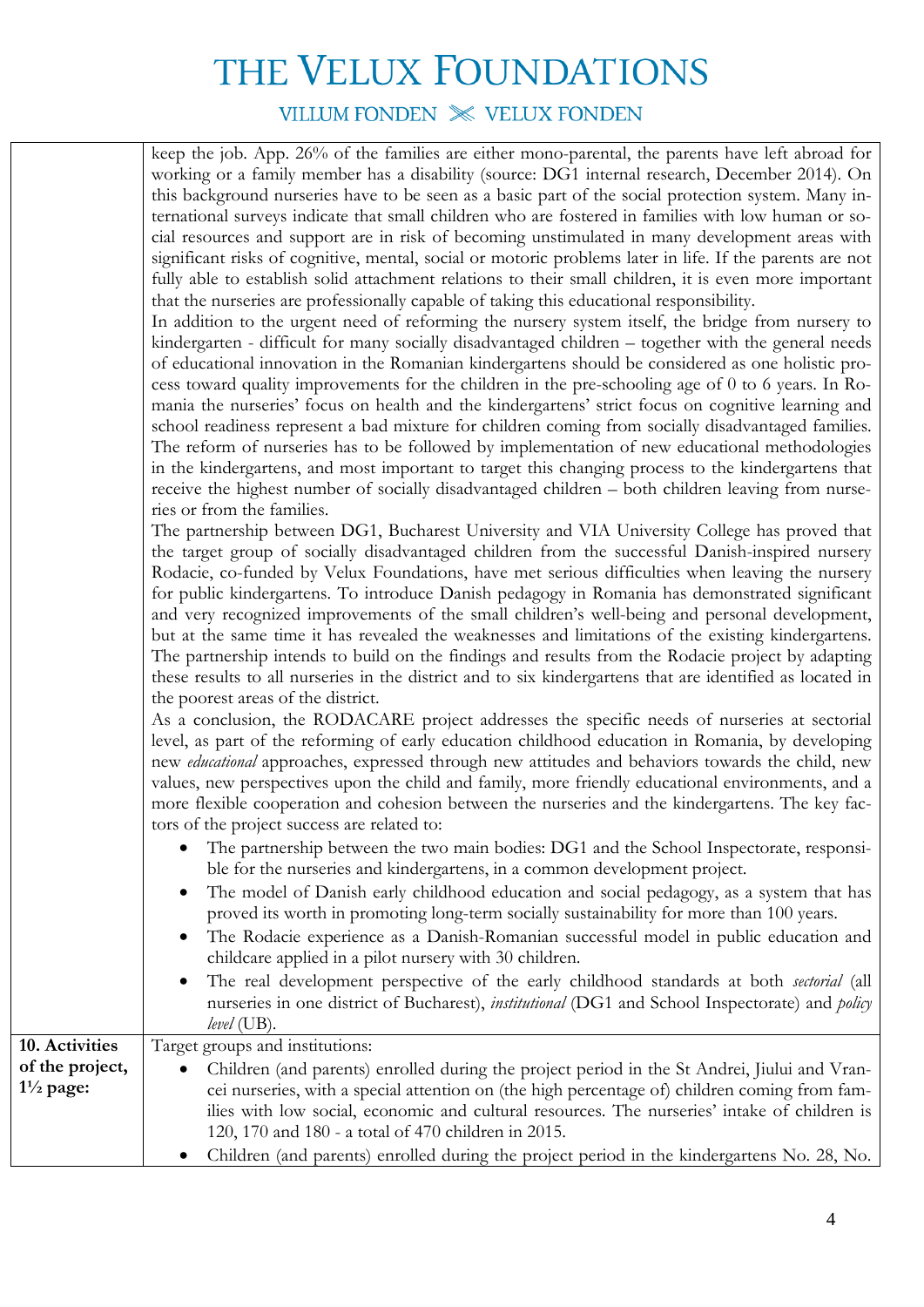# THE VELUX FOUNDATIONS

VILLUM FONDEN ✕ VELUX FONDEN

| | |
|---|---|
| | keep the job. App. 26% of the families are either mono-parental, the parents have left abroad for working or a family member has a disability (source: DG1 internal research, December 2014). On this background nurseries have to be seen as a basic part of the social protection system. Many international surveys indicate that small children who are fostered in families with low human or social resources and support are in risk of becoming unstimulated in many development areas with significant risks of cognitive, mental, social or motoric problems later in life. If the parents are not fully able to establish solid attachment relations to their small children, it is even more important that the nurseries are professionally capable of taking this educational responsibility.<br>In addition to the urgent need of reforming the nursery system itself, the bridge from nursery to kindergarten - difficult for many socially disadvantaged children – together with the general needs of educational innovation in the Romanian kindergartens should be considered as one holistic process toward quality improvements for the children in the pre-schooling age of 0 to 6 years. In Romania the nurseries' focus on health and the kindergartens' strict focus on cognitive learning and school readiness represent a bad mixture for children coming from socially disadvantaged families. The reform of nurseries has to be followed by implementation of new educational methodologies in the kindergartens, and most important to target this changing process to the kindergartens that receive the highest number of socially disadvantaged children – both children leaving from nurseries or from the families.<br>The partnership between DG1, Bucharest University and VIA University College has proved that the target group of socially disadvantaged children from the successful Danish-inspired nursery Rodacie, co-funded by Velux Foundations, have met serious difficulties when leaving the nursery for public kindergartens. To introduce Danish pedagogy in Romania has demonstrated significant and very recognized improvements of the small children's well-being and personal development, but at the same time it has revealed the weaknesses and limitations of the existing kindergartens. The partnership intends to build on the findings and results from the Rodacie project by adapting these results to all nurseries in the district and to six kindergartens that are identified as located in the poorest areas of the district.<br>As a conclusion, the RODACARE project addresses the specific needs of nurseries at sectorial level, as part of the reforming of early education childhood education in Romania, by developing new *educational* approaches, expressed through new attitudes and behaviors towards the child, new values, new perspectives upon the child and family, more friendly educational environments, and a more flexible cooperation and cohesion between the nurseries and the kindergartens. The key factors of the project success are related to:<br>• The partnership between the two main bodies: DG1 and the School Inspectorate, responsible for the nurseries and kindergartens, in a common development project.<br>• The model of Danish early childhood education and social pedagogy, as a system that has proved its worth in promoting long-term socially sustainability for more than 100 years.<br>• The Rodacie experience as a Danish-Romanian successful model in public education and childcare applied in a pilot nursery with 30 children.<br>• The real development perspective of the early childhood standards at both *sectorial* (all nurseries in one district of Bucharest), *institutional* (DG1 and School Inspectorate) and *policy level* (UB). |
| **10. Activities of the project, 1½ page:** | Target groups and institutions:<br>• Children (and parents) enrolled during the project period in the St Andrei, Jiului and Vrancei nurseries, with a special attention on (the high percentage of) children coming from families with low social, economic and cultural resources. The nurseries' intake of children is 120, 170 and 180 - a total of 470 children in 2015.<br>• Children (and parents) enrolled during the project period in the kindergartens No. 28, No. |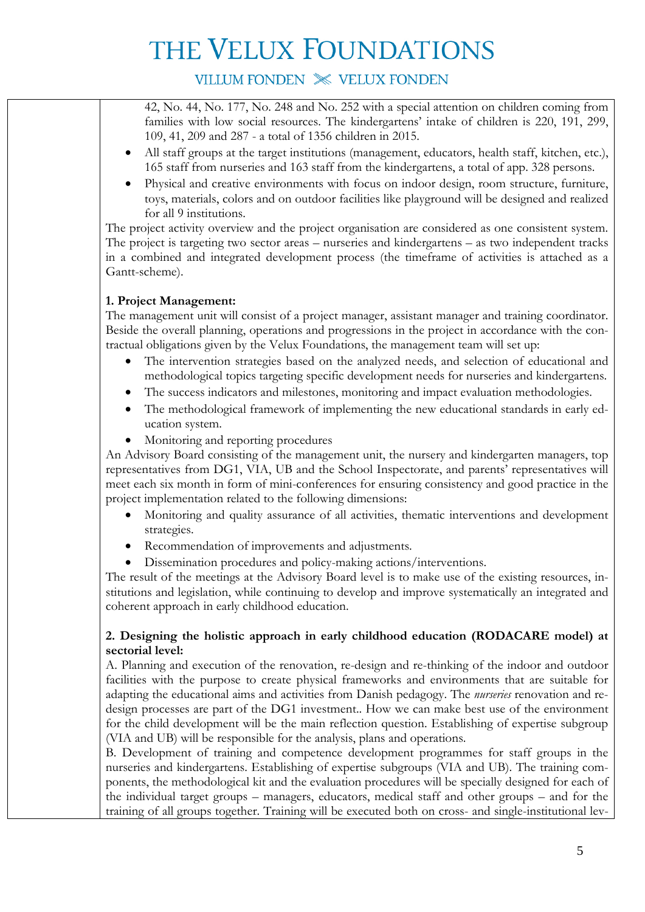42, No. 44, No. 177, No. 248 and No. 252 with a special attention on children coming from families with low social resources. The kindergartens' intake of children is 220, 191, 299, 109, 41, 209 and 287 - a total of 1356 children in 2015.

- All staff groups at the target institutions (management, educators, health staff, kitchen, etc.), 165 staff from nurseries and 163 staff from the kindergartens, a total of app. 328 persons.
- Physical and creative environments with focus on indoor design, room structure, furniture, toys, materials, colors and on outdoor facilities like playground will be designed and realized for all 9 institutions.

The project activity overview and the project organisation are considered as one consistent system. The project is targeting two sector areas – nurseries and kindergartens – as two independent tracks in a combined and integrated development process (the timeframe of activities is attached as a Gantt-scheme).

**1. Project Management:**

The management unit will consist of a project manager, assistant manager and training coordinator. Beside the overall planning, operations and progressions in the project in accordance with the contractual obligations given by the Velux Foundations, the management team will set up:

- The intervention strategies based on the analyzed needs, and selection of educational and methodological topics targeting specific development needs for nurseries and kindergartens.
- The success indicators and milestones, monitoring and impact evaluation methodologies.
- The methodological framework of implementing the new educational standards in early education system.
- Monitoring and reporting procedures

An Advisory Board consisting of the management unit, the nursery and kindergarten managers, top representatives from DG1, VIA, UB and the School Inspectorate, and parents' representatives will meet each six month in form of mini-conferences for ensuring consistency and good practice in the project implementation related to the following dimensions:

- Monitoring and quality assurance of all activities, thematic interventions and development strategies.
- Recommendation of improvements and adjustments.
- Dissemination procedures and policy-making actions/interventions.

The result of the meetings at the Advisory Board level is to make use of the existing resources, institutions and legislation, while continuing to develop and improve systematically an integrated and coherent approach in early childhood education.

**2. Designing the holistic approach in early childhood education (RODACARE model) at sectorial level:**

A. Planning and execution of the renovation, re-design and re-thinking of the indoor and outdoor facilities with the purpose to create physical frameworks and environments that are suitable for adapting the educational aims and activities from Danish pedagogy. The *nurseries* renovation and re-design processes are part of the DG1 investment.. How we can make best use of the environment for the child development will be the main reflection question. Establishing of expertise subgroup (VIA and UB) will be responsible for the analysis, plans and operations.

B. Development of training and competence development programmes for staff groups in the nurseries and kindergartens. Establishing of expertise subgroups (VIA and UB). The training components, the methodological kit and the evaluation procedures will be specially designed for each of the individual target groups – managers, educators, medical staff and other groups – and for the training of all groups together. Training will be executed both on cross- and single-institutional lev-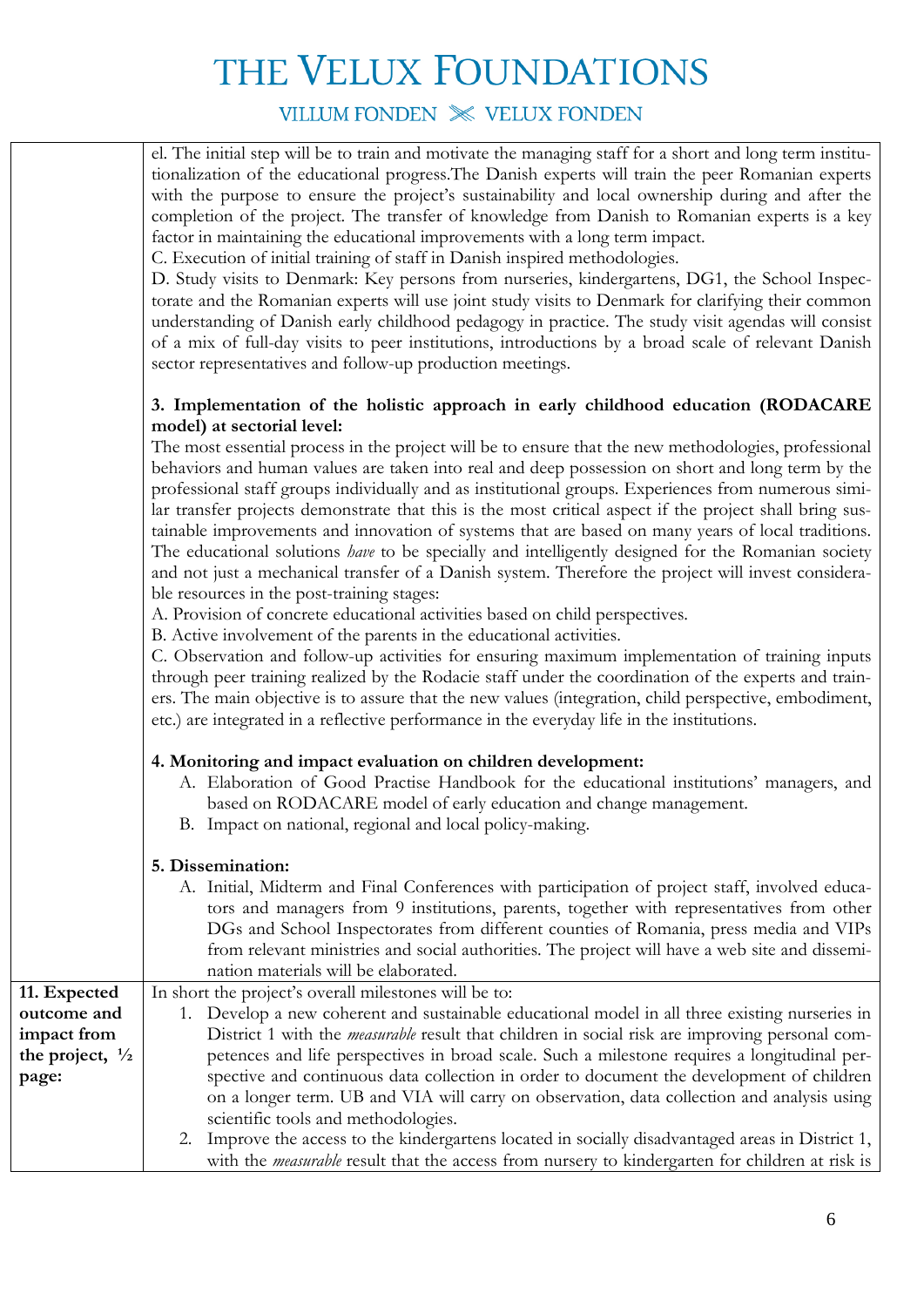el. The initial step will be to train and motivate the managing staff for a short and long term institutionalization of the educational progress.The Danish experts will train the peer Romanian experts with the purpose to ensure the project's sustainability and local ownership during and after the completion of the project. The transfer of knowledge from Danish to Romanian experts is a key factor in maintaining the educational improvements with a long term impact.

C. Execution of initial training of staff in Danish inspired methodologies.

D. Study visits to Denmark: Key persons from nurseries, kindergartens, DG1, the School Inspectorate and the Romanian experts will use joint study visits to Denmark for clarifying their common understanding of Danish early childhood pedagogy in practice. The study visit agendas will consist of a mix of full-day visits to peer institutions, introductions by a broad scale of relevant Danish sector representatives and follow-up production meetings.

**3. Implementation of the holistic approach in early childhood education (RODACARE model) at sectorial level:**

The most essential process in the project will be to ensure that the new methodologies, professional behaviors and human values are taken into real and deep possession on short and long term by the professional staff groups individually and as institutional groups. Experiences from numerous similar transfer projects demonstrate that this is the most critical aspect if the project shall bring sustainable improvements and innovation of systems that are based on many years of local traditions. The educational solutions *have* to be specially and intelligently designed for the Romanian society and not just a mechanical transfer of a Danish system. Therefore the project will invest considerable resources in the post-training stages:

A. Provision of concrete educational activities based on child perspectives.

B. Active involvement of the parents in the educational activities.

C. Observation and follow-up activities for ensuring maximum implementation of training inputs through peer training realized by the Rodacie staff under the coordination of the experts and trainers. The main objective is to assure that the new values (integration, child perspective, embodiment, etc.) are integrated in a reflective performance in the everyday life in the institutions.

**4. Monitoring and impact evaluation on children development:**

A. Elaboration of Good Practise Handbook for the educational institutions' managers, and based on RODACARE model of early education and change management.
B. Impact on national, regional and local policy-making.

**5. Dissemination:**

A. Initial, Midterm and Final Conferences with participation of project staff, involved educators and managers from 9 institutions, parents, together with representatives from other DGs and School Inspectorates from different counties of Romania, press media and VIPs from relevant ministries and social authorities. The project will have a web site and dissemination materials will be elaborated.

**11. Expected outcome and impact from the project, ½ page:**

In short the project's overall milestones will be to:

1. Develop a new coherent and sustainable educational model in all three existing nurseries in District 1 with the *measurable* result that children in social risk are improving personal competences and life perspectives in broad scale. Such a milestone requires a longitudinal perspective and continuous data collection in order to document the development of children on a longer term. UB and VIA will carry on observation, data collection and analysis using scientific tools and methodologies.
2. Improve the access to the kindergartens located in socially disadvantaged areas in District 1, with the *measurable* result that the access from nursery to kindergarten for children at risk is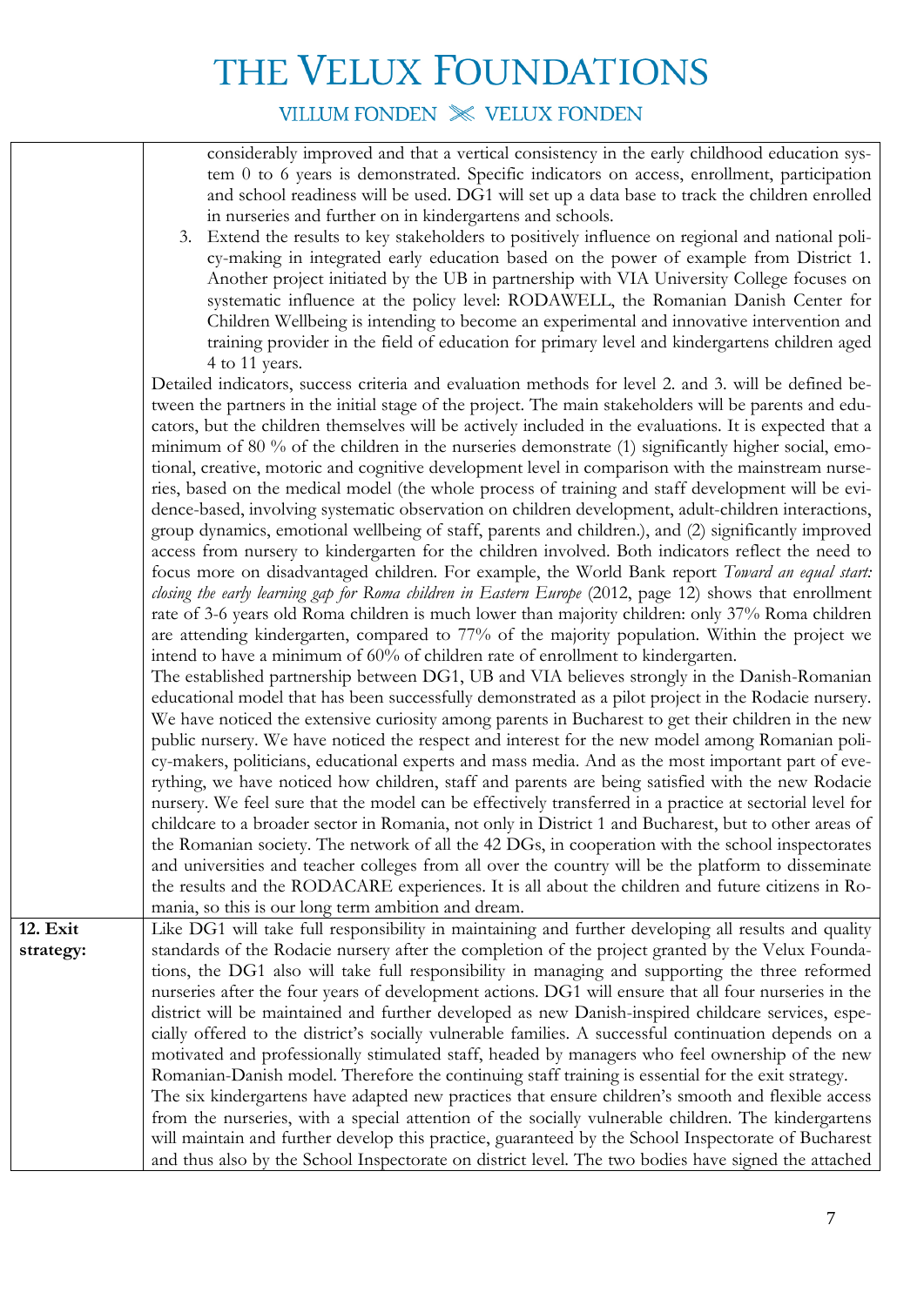|  |  |
|---|---|
|  | considerably improved and that a vertical consistency in the early childhood education system 0 to 6 years is demonstrated. Specific indicators on access, enrollment, participation and school readiness will be used. DG1 will set up a data base to track the children enrolled in nurseries and further on in kindergartens and schools.<br>3. Extend the results to key stakeholders to positively influence on regional and national policy-making in integrated early education based on the power of example from District 1. Another project initiated by the UB in partnership with VIA University College focuses on systematic influence at the policy level: RODAWELL, the Romanian Danish Center for Children Wellbeing is intending to become an experimental and innovative intervention and training provider in the field of education for primary level and kindergartens children aged 4 to 11 years.<br>Detailed indicators, success criteria and evaluation methods for level 2. and 3. will be defined between the partners in the initial stage of the project. The main stakeholders will be parents and educators, but the children themselves will be actively included in the evaluations. It is expected that a minimum of 80 % of the children in the nurseries demonstrate (1) significantly higher social, emotional, creative, motoric and cognitive development level in comparison with the mainstream nurseries, based on the medical model (the whole process of training and staff development will be evidence-based, involving systematic observation on children development, adult-children interactions, group dynamics, emotional wellbeing of staff, parents and children.), and (2) significantly improved access from nursery to kindergarten for the children involved. Both indicators reflect the need to focus more on disadvantaged children. For example, the World Bank report *Toward an equal start: closing the early learning gap for Roma children in Eastern Europe* (2012, page 12) shows that enrollment rate of 3-6 years old Roma children is much lower than majority children: only 37% Roma children are attending kindergarten, compared to 77% of the majority population. Within the project we intend to have a minimum of 60% of children rate of enrollment to kindergarten.<br>The established partnership between DG1, UB and VIA believes strongly in the Danish-Romanian educational model that has been successfully demonstrated as a pilot project in the Rodacie nursery. We have noticed the extensive curiosity among parents in Bucharest to get their children in the new public nursery. We have noticed the respect and interest for the new model among Romanian policy-makers, politicians, educational experts and mass media. And as the most important part of everything, we have noticed how children, staff and parents are being satisfied with the new Rodacie nursery. We feel sure that the model can be effectively transferred in a practice at sectorial level for childcare to a broader sector in Romania, not only in District 1 and Bucharest, but to other areas of the Romanian society. The network of all the 42 DGs, in cooperation with the school inspectorates and universities and teacher colleges from all over the country will be the platform to disseminate the results and the RODACARE experiences. It is all about the children and future citizens in Romania, so this is our long term ambition and dream. |
| **12. Exit strategy:** | Like DG1 will take full responsibility in maintaining and further developing all results and quality standards of the Rodacie nursery after the completion of the project granted by the Velux Foundations, the DG1 also will take full responsibility in managing and supporting the three reformed nurseries after the four years of development actions. DG1 will ensure that all four nurseries in the district will be maintained and further developed as new Danish-inspired childcare services, especially offered to the district's socially vulnerable families. A successful continuation depends on a motivated and professionally stimulated staff, headed by managers who feel ownership of the new Romanian-Danish model. Therefore the continuing staff training is essential for the exit strategy.<br>The six kindergartens have adapted new practices that ensure children's smooth and flexible access from the nurseries, with a special attention of the socially vulnerable children. The kindergartens will maintain and further develop this practice, guaranteed by the School Inspectorate of Bucharest and thus also by the School Inspectorate on district level. The two bodies have signed the attached |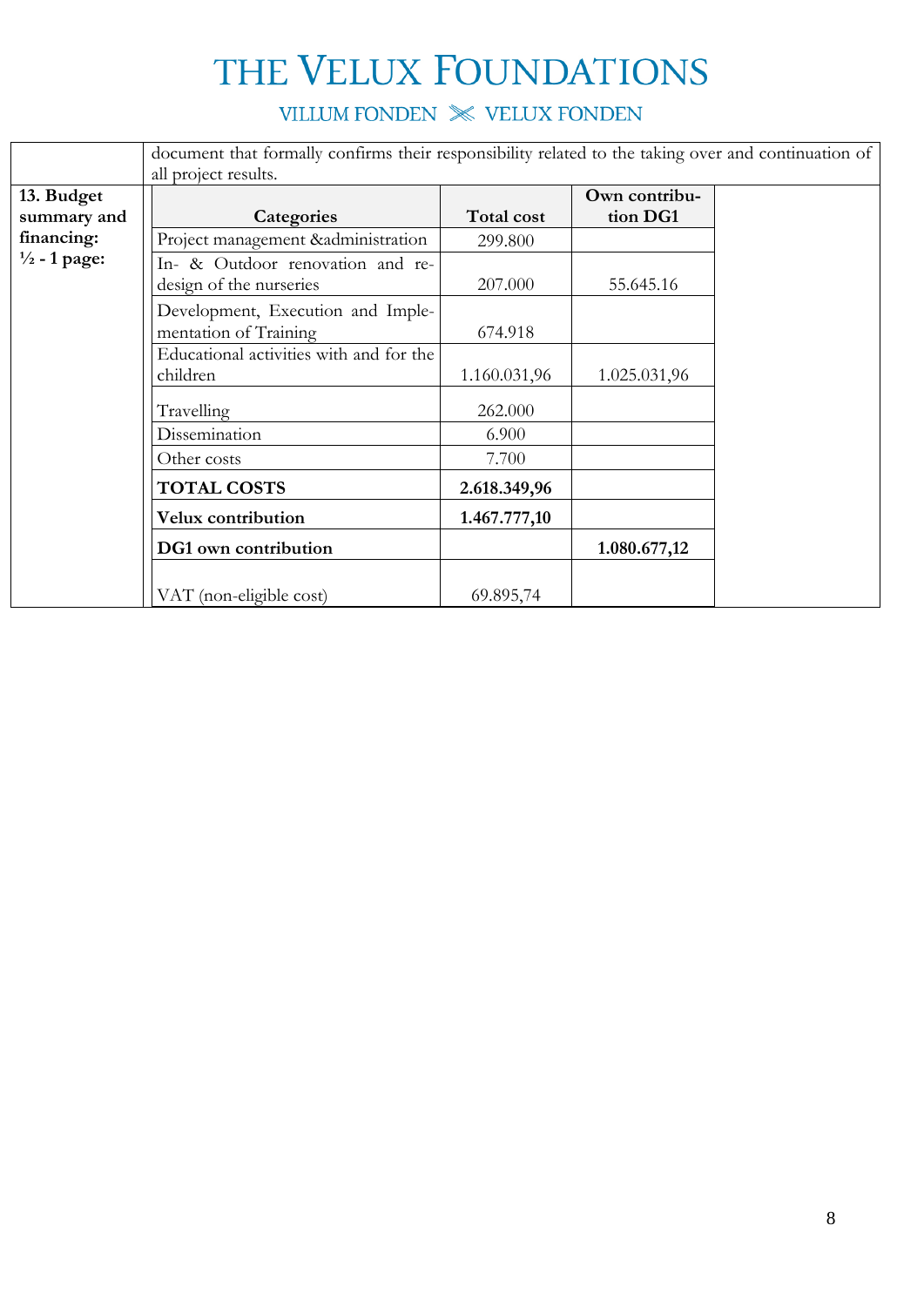THE VELUX FOUNDATIONS

VILLUM FONDEN ✕ VELUX FONDEN

document that formally confirms their responsibility related to the taking over and continuation of all project results.

**13. Budget summary and financing: ½ - 1 page:**

| Categories | Total cost | Own contribution DG1 |
|---|---|---|
| Project management &administration | 299.800 | |
| In- & Outdoor renovation and re-design of the nurseries | 207.000 | 55.645.16 |
| Development, Execution and Implementation of Training | 674.918 | |
| Educational activities with and for the children | 1.160.031,96 | 1.025.031,96 |
| Travelling | 262.000 | |
| Dissemination | 6.900 | |
| Other costs | 7.700 | |
| **TOTAL COSTS** | **2.618.349,96** | |
| **Velux contribution** | **1.467.777,10** | |
| **DG1 own contribution** | | **1.080.677,12** |
| VAT (non-eligible cost) | 69.895,74 | |